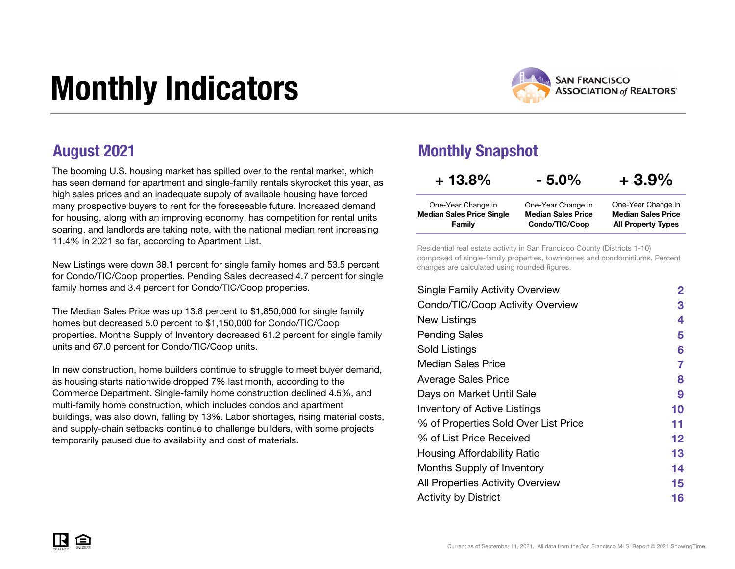# Monthly Indicators

SAN FRANCISCO ASSOCIATION of REALTORS®

## August 2021

The booming U.S. housing market has spilled over to the rental market, which has seen demand for apartment and single-family rentals skyrocket this year, as high sales prices and an inadequate supply of available housing have forced many prospective buyers to rent for the foreseeable future. Increased demand for housing, along with an improving economy, has competition for rental units soaring, and landlords are taking note, with the national median rent increasing 11.4% in 2021 so far, according to Apartment List.

New Listings were down 38.1 percent for single family homes and 53.5 percent for Condo/TIC/Coop properties. Pending Sales decreased 4.7 percent for single family homes and 3.4 percent for Condo/TIC/Coop properties.

The Median Sales Price was up 13.8 percent to $1,850,000 for single family homes but decreased 5.0 percent to $1,150,000 for Condo/TIC/Coop properties. Months Supply of Inventory decreased 61.2 percent for single family units and 67.0 percent for Condo/TIC/Coop units.

In new construction, home builders continue to struggle to meet buyer demand, as housing starts nationwide dropped 7% last month, according to the Commerce Department. Single-family home construction declined 4.5%, and multi-family home construction, which includes condos and apartment buildings, was also down, falling by 13%. Labor shortages, rising material costs, and supply-chain setbacks continue to challenge builders, with some projects temporarily paused due to availability and cost of materials.

## Monthly Snapshot

| + 13.8% | - 5.0% | + 3.9% |
|---|---|---|
| One-Year Change in **Median Sales Price Single Family** | One-Year Change in **Median Sales Price Condo/TIC/Coop** | One-Year Change in **Median Sales Price All Property Types** |

Residential real estate activity in San Francisco County (Districts 1-10) composed of single-family properties, townhomes and condominiums. Percent changes are calculated using rounded figures.

| | |
|---|---|
| Single Family Activity Overview | 2 |
| Condo/TIC/Coop Activity Overview | 3 |
| New Listings | 4 |
| Pending Sales | 5 |
| Sold Listings | 6 |
| Median Sales Price | 7 |
| Average Sales Price | 8 |
| Days on Market Until Sale | 9 |
| Inventory of Active Listings | 10 |
| % of Properties Sold Over List Price | 11 |
| % of List Price Received | 12 |
| Housing Affordability Ratio | 13 |
| Months Supply of Inventory | 14 |
| All Properties Activity Overview | 15 |
| Activity by District | 16 |

Current as of September 11, 2021. All data from the San Francisco MLS. Report © 2021 ShowingTime.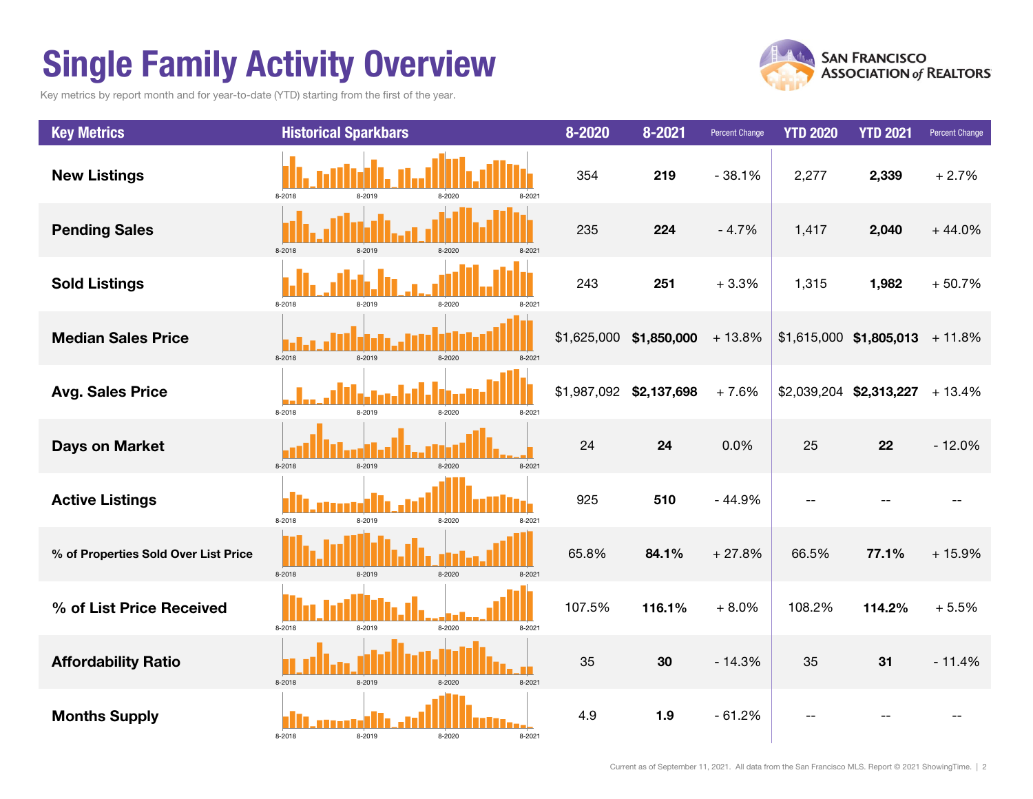# Single Family Activity Overview

Key metrics by report month and for year-to-date (YTD) starting from the first of the year.

| Key Metrics | Historical Sparkbars | 8-2020 | 8-2021 | Percent Change | YTD 2020 | YTD 2021 | Percent Change |
|---|---|---|---|---|---|---|---|
| New Listings | 8-2018 8-2019 8-2020 8-2021 | 354 | **219** | - 38.1% | 2,277 | **2,339** | + 2.7% |
| Pending Sales | 8-2018 8-2019 8-2020 8-2021 | 235 | **224** | - 4.7% | 1,417 | **2,040** | + 44.0% |
| Sold Listings | 8-2018 8-2019 8-2020 8-2021 | 243 | **251** | + 3.3% | 1,315 | **1,982** | + 50.7% |
| Median Sales Price | 8-2018 8-2019 8-2020 8-2021 | $1,625,000 | **$1,850,000** | + 13.8% | $1,615,000 | **$1,805,013** | + 11.8% |
| Avg. Sales Price | 8-2018 8-2019 8-2020 8-2021 | $1,987,092 | **$2,137,698** | + 7.6% | $2,039,204 | **$2,313,227** | + 13.4% |
| Days on Market | 8-2018 8-2019 8-2020 8-2021 | 24 | **24** | 0.0% | 25 | **22** | - 12.0% |
| Active Listings | 8-2018 8-2019 8-2020 8-2021 | 925 | **510** | - 44.9% | -- | -- | -- |
| % of Properties Sold Over List Price | 8-2018 8-2019 8-2020 8-2021 | 65.8% | **84.1%** | + 27.8% | 66.5% | **77.1%** | + 15.9% |
| % of List Price Received | 8-2018 8-2019 8-2020 8-2021 | 107.5% | **116.1%** | + 8.0% | 108.2% | **114.2%** | + 5.5% |
| Affordability Ratio | 8-2018 8-2019 8-2020 8-2021 | 35 | **30** | - 14.3% | 35 | **31** | - 11.4% |
| Months Supply | 8-2018 8-2019 8-2020 8-2021 | 4.9 | **1.9** | - 61.2% | -- | -- | -- |

Current as of September 11, 2021. All data from the San Francisco MLS. Report © 2021 ShowingTime.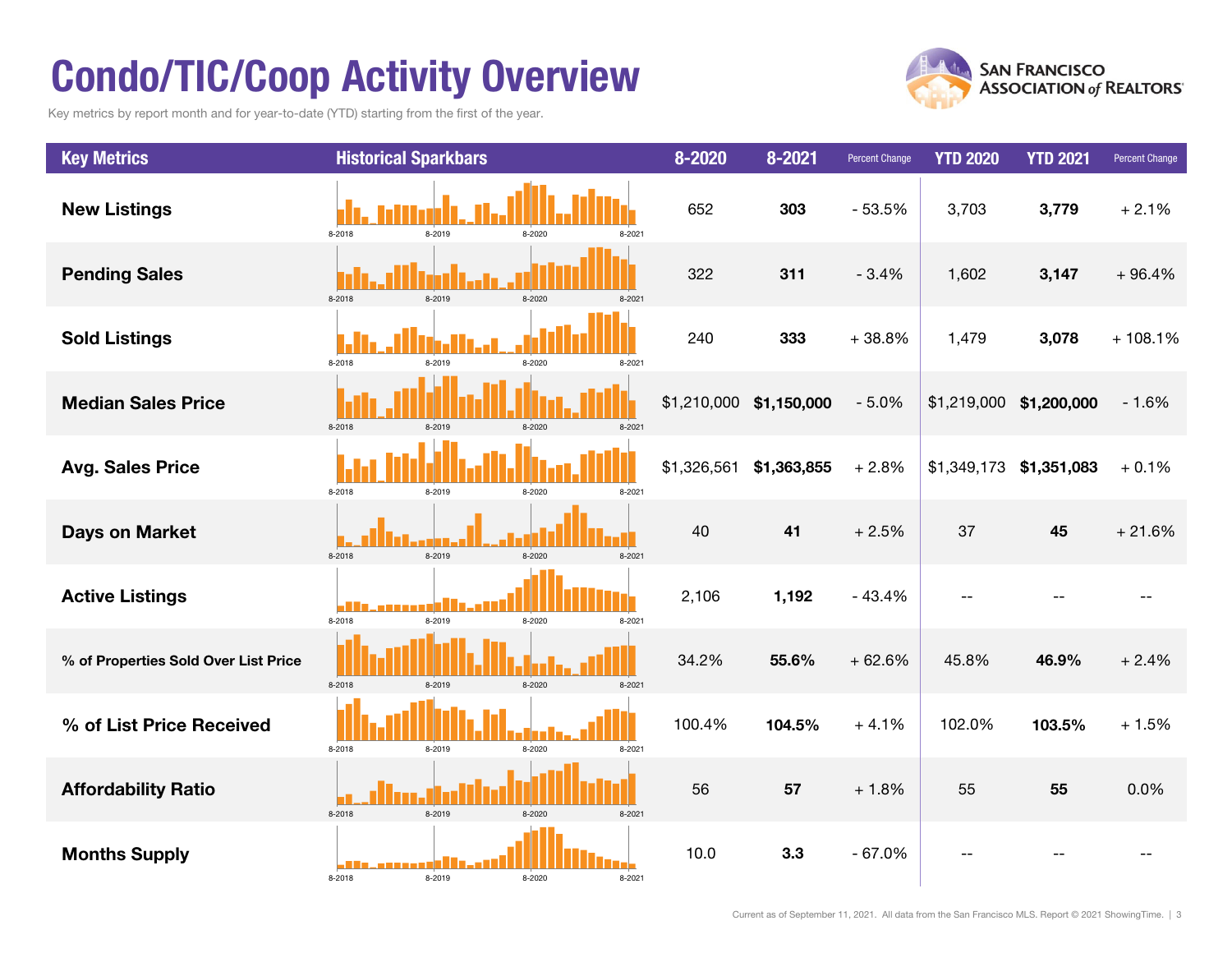# Condo/TIC/Coop Activity Overview

Key metrics by report month and for year-to-date (YTD) starting from the first of the year.

| Key Metrics | Historical Sparkbars | 8-2020 | 8-2021 | Percent Change | YTD 2020 | YTD 2021 | Percent Change |
|---|---|---|---|---|---|---|---|
| New Listings | 8-2018 8-2019 8-2020 8-2021 | 652 | **303** | - 53.5% | 3,703 | **3,779** | + 2.1% |
| Pending Sales | 8-2018 8-2019 8-2020 8-2021 | 322 | **311** | - 3.4% | 1,602 | **3,147** | + 96.4% |
| Sold Listings | 8-2018 8-2019 8-2020 8-2021 | 240 | **333** | + 38.8% | 1,479 | **3,078** | + 108.1% |
| Median Sales Price | 8-2018 8-2019 8-2020 8-2021 | $1,210,000 | **$1,150,000** | - 5.0% | $1,219,000 | **$1,200,000** | - 1.6% |
| Avg. Sales Price | 8-2018 8-2019 8-2020 8-2021 | $1,326,561 | **$1,363,855** | + 2.8% | $1,349,173 | **$1,351,083** | + 0.1% |
| Days on Market | 8-2018 8-2019 8-2020 8-2021 | 40 | **41** | + 2.5% | 37 | **45** | + 21.6% |
| Active Listings | 8-2018 8-2019 8-2020 8-2021 | 2,106 | **1,192** | - 43.4% | -- | -- | -- |
| % of Properties Sold Over List Price | 8-2018 8-2019 8-2020 8-2021 | 34.2% | **55.6%** | + 62.6% | 45.8% | **46.9%** | + 2.4% |
| % of List Price Received | 8-2018 8-2019 8-2020 8-2021 | 100.4% | **104.5%** | + 4.1% | 102.0% | **103.5%** | + 1.5% |
| Affordability Ratio | 8-2018 8-2019 8-2020 8-2021 | 56 | **57** | + 1.8% | 55 | **55** | 0.0% |
| Months Supply | 8-2018 8-2019 8-2020 8-2021 | 10.0 | **3.3** | - 67.0% | -- | -- | -- |

Current as of September 11, 2021. All data from the San Francisco MLS. Report © 2021 ShowingTime.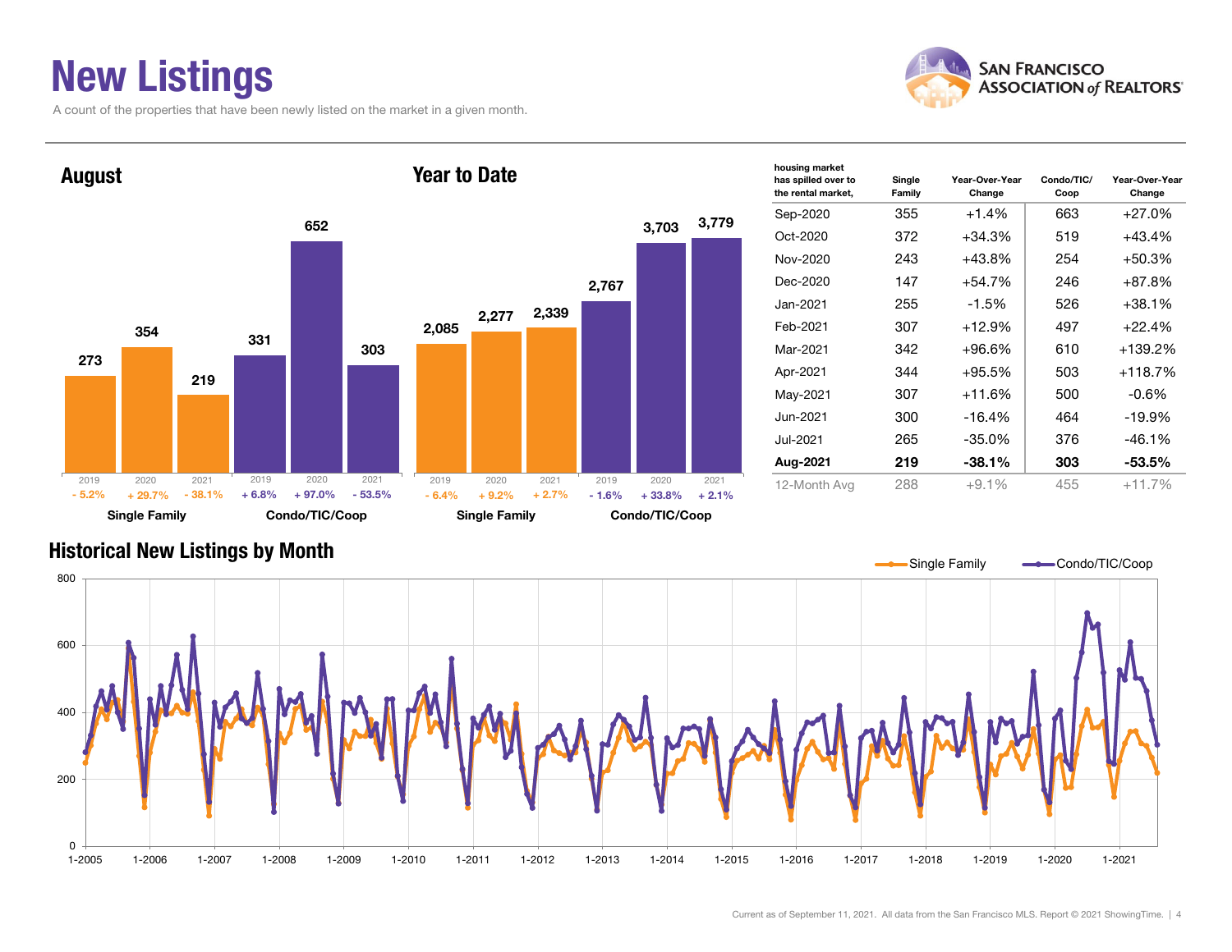# New Listings

A count of the properties that have been newly listed on the market in a given month.

SAN FRANCISCO ASSOCIATION of REALTORS®

## August

| | 2019 | 2020 | 2021 |
|---|---|---|---|
| Single Family | 273 (- 5.2%) | 354 (+ 29.7%) | 219 (- 38.1%) |
| Condo/TIC/Coop | 331 (+ 6.8%) | 652 (+ 97.0%) | 303 (- 53.5%) |

## Year to Date

| | 2019 | 2020 | 2021 |
|---|---|---|---|
| Single Family | 2,085 (- 6.4%) | 2,277 (+ 9.2%) | 2,339 (+ 2.7%) |
| Condo/TIC/Coop | 2,767 (- 1.6%) | 3,703 (+ 33.8%) | 3,779 (+ 2.1%) |

| housing market has spilled over to the rental market, | Single Family | Year-Over-Year Change | Condo/TIC/ Coop | Year-Over-Year Change |
|---|---|---|---|---|
| Sep-2020 | 355 | +1.4% | 663 | +27.0% |
| Oct-2020 | 372 | +34.3% | 519 | +43.4% |
| Nov-2020 | 243 | +43.8% | 254 | +50.3% |
| Dec-2020 | 147 | +54.7% | 246 | +87.8% |
| Jan-2021 | 255 | -1.5% | 526 | +38.1% |
| Feb-2021 | 307 | +12.9% | 497 | +22.4% |
| Mar-2021 | 342 | +96.6% | 610 | +139.2% |
| Apr-2021 | 344 | +95.5% | 503 | +118.7% |
| May-2021 | 307 | +11.6% | 500 | -0.6% |
| Jun-2021 | 300 | -16.4% | 464 | -19.9% |
| Jul-2021 | 265 | -35.0% | 376 | -46.1% |
| **Aug-2021** | **219** | **-38.1%** | **303** | **-53.5%** |
| 12-Month Avg | 288 | +9.1% | 455 | +11.7% |

## Historical New Listings by Month

Single Family / Condo/TIC/Coop

Current as of September 11, 2021. All data from the San Francisco MLS. Report © 2021 ShowingTime.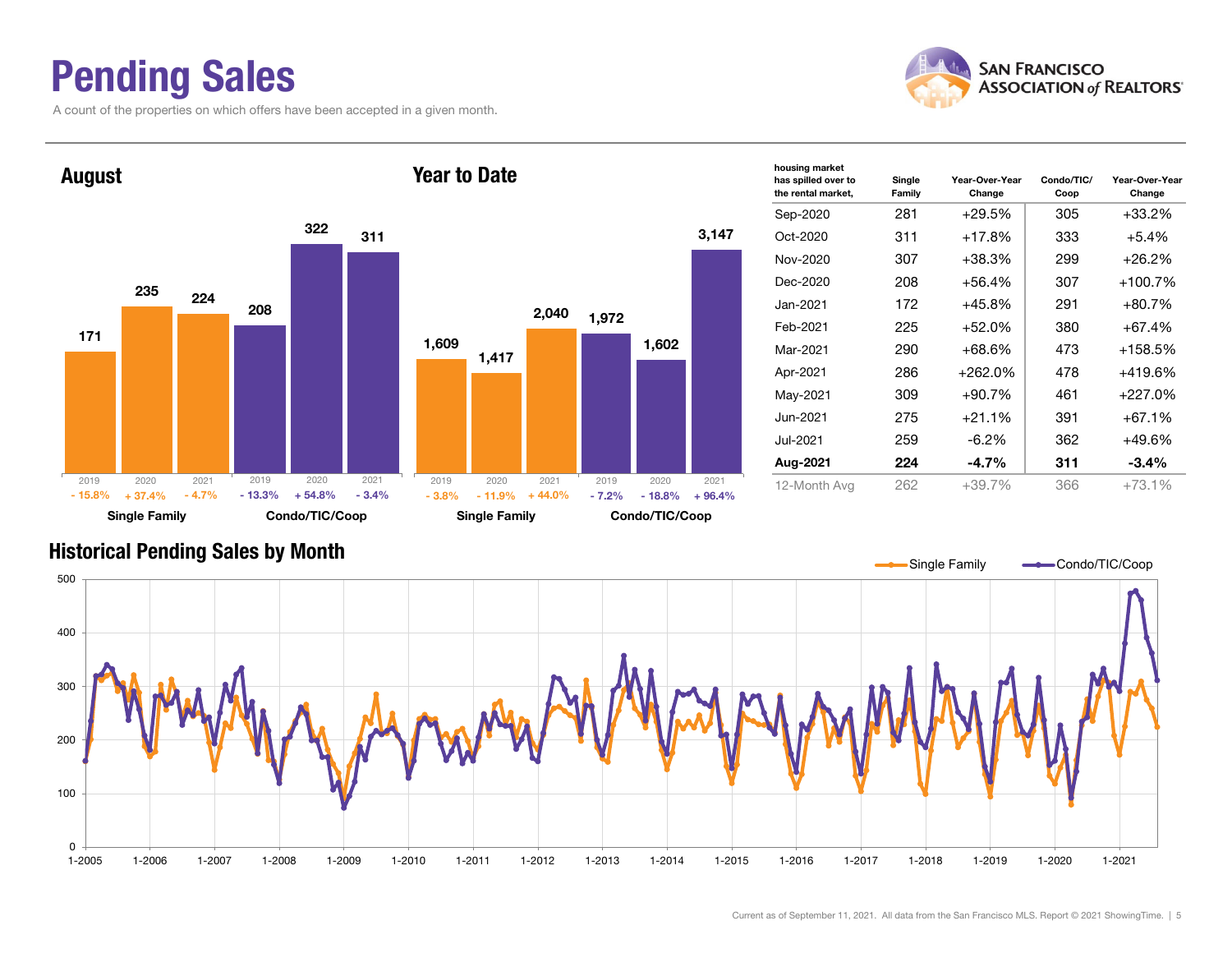# Pending Sales

A count of the properties on which offers have been accepted in a given month.

## August

| | 2019 | 2020 | 2021 |
|---|---|---|---|
| Single Family | 171 | 235 | 224 |
| Change | - 15.8% | + 37.4% | - 4.7% |
| Condo/TIC/Coop | 208 | 322 | 311 |
| Change | - 13.3% | + 54.8% | - 3.4% |

## Year to Date

| | 2019 | 2020 | 2021 |
|---|---|---|---|
| Single Family | 1,609 | 1,417 | 2,040 |
| Change | - 3.8% | - 11.9% | + 44.0% |
| Condo/TIC/Coop | 1,972 | 1,602 | 3,147 |
| Change | - 7.2% | - 18.8% | + 96.4% |

| housing market has spilled over to the rental market, | Single Family | Year-Over-Year Change | Condo/TIC/ Coop | Year-Over-Year Change |
|---|---|---|---|---|
| Sep-2020 | 281 | +29.5% | 305 | +33.2% |
| Oct-2020 | 311 | +17.8% | 333 | +5.4% |
| Nov-2020 | 307 | +38.3% | 299 | +26.2% |
| Dec-2020 | 208 | +56.4% | 307 | +100.7% |
| Jan-2021 | 172 | +45.8% | 291 | +80.7% |
| Feb-2021 | 225 | +52.0% | 380 | +67.4% |
| Mar-2021 | 290 | +68.6% | 473 | +158.5% |
| Apr-2021 | 286 | +262.0% | 478 | +419.6% |
| May-2021 | 309 | +90.7% | 461 | +227.0% |
| Jun-2021 | 275 | +21.1% | 391 | +67.1% |
| Jul-2021 | 259 | -6.2% | 362 | +49.6% |
| **Aug-2021** | **224** | **-4.7%** | **311** | **-3.4%** |
| 12-Month Avg | 262 | +39.7% | 366 | +73.1% |

## Historical Pending Sales by Month

Current as of September 11, 2021. All data from the San Francisco MLS. Report © 2021 ShowingTime.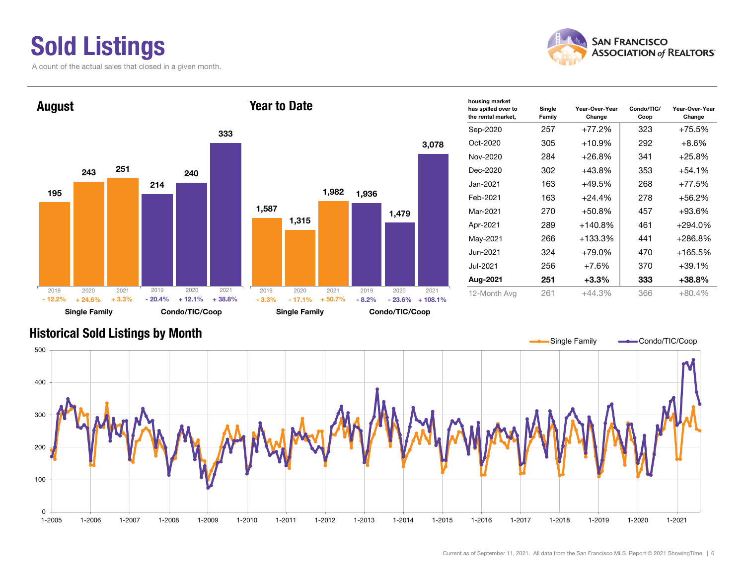# Sold Listings

A count of the actual sales that closed in a given month.

## August

| | 2019 | 2020 | 2021 |
|---|---|---|---|
| Single Family | 195 | 243 | 251 |
| Change | - 12.2% | + 24.6% | + 3.3% |
| Condo/TIC/Coop | 214 | 240 | 333 |
| Change | - 20.4% | + 12.1% | + 38.8% |

## Year to Date

| | 2019 | 2020 | 2021 |
|---|---|---|---|
| Single Family | 1,587 | 1,315 | 1,982 |
| Change | - 3.3% | - 17.1% | + 50.7% |
| Condo/TIC/Coop | 1,936 | 1,479 | 3,078 |
| Change | - 8.2% | - 23.6% | + 108.1% |

| housing market has spilled over to the rental market, | Single Family | Year-Over-Year Change | Condo/TIC/ Coop | Year-Over-Year Change |
|---|---|---|---|---|
| Sep-2020 | 257 | +77.2% | 323 | +75.5% |
| Oct-2020 | 305 | +10.9% | 292 | +8.6% |
| Nov-2020 | 284 | +26.8% | 341 | +25.8% |
| Dec-2020 | 302 | +43.8% | 353 | +54.1% |
| Jan-2021 | 163 | +49.5% | 268 | +77.5% |
| Feb-2021 | 163 | +24.4% | 278 | +56.2% |
| Mar-2021 | 270 | +50.8% | 457 | +93.6% |
| Apr-2021 | 289 | +140.8% | 461 | +294.0% |
| May-2021 | 266 | +133.3% | 441 | +286.8% |
| Jun-2021 | 324 | +79.0% | 470 | +165.5% |
| Jul-2021 | 256 | +7.6% | 370 | +39.1% |
| **Aug-2021** | **251** | **+3.3%** | **333** | **+38.8%** |
| 12-Month Avg | 261 | +44.3% | 366 | +80.4% |

## Historical Sold Listings by Month

Current as of September 11, 2021. All data from the San Francisco MLS. Report © 2021 ShowingTime.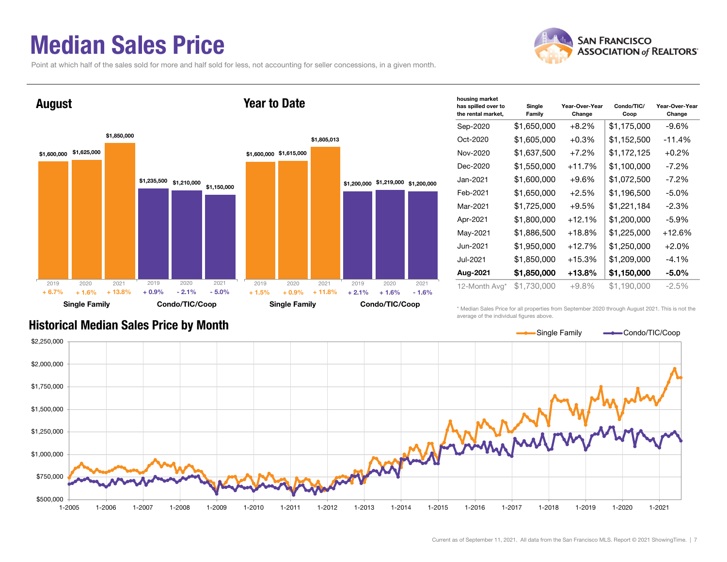# Median Sales Price

Point at which half of the sales sold for more and half sold for less, not accounting for seller concessions, in a given month.

## August

| | 2019 | 2020 | 2021 |
|---|---|---|---|
| Single Family | $1,600,000 (+ 6.7%) | $1,625,000 (+ 1.6%) | $1,850,000 (+ 13.8%) |
| Condo/TIC/Coop | $1,235,500 (+ 0.9%) | $1,210,000 (- 2.1%) | $1,150,000 (- 5.0%) |

## Year to Date

| | 2019 | 2020 | 2021 |
|---|---|---|---|
| Single Family | $1,600,000 (+ 1.5%) | $1,615,000 (+ 0.9%) | $1,805,013 (+ 11.8%) |
| Condo/TIC/Coop | $1,200,000 (+ 2.1%) | $1,219,000 (+ 1.6%) | $1,200,000 (- 1.6%) |

| housing market has spilled over to the rental market, | Single Family | Year-Over-Year Change | Condo/TIC/ Coop | Year-Over-Year Change |
|---|---|---|---|---|
| Sep-2020 | $1,650,000 | +8.2% | $1,175,000 | -9.6% |
| Oct-2020 | $1,605,000 | +0.3% | $1,152,500 | -11.4% |
| Nov-2020 | $1,637,500 | +7.2% | $1,172,125 | +0.2% |
| Dec-2020 | $1,550,000 | +11.7% | $1,100,000 | -7.2% |
| Jan-2021 | $1,600,000 | +9.6% | $1,072,500 | -7.2% |
| Feb-2021 | $1,650,000 | +2.5% | $1,196,500 | -5.0% |
| Mar-2021 | $1,725,000 | +9.5% | $1,221,184 | -2.3% |
| Apr-2021 | $1,800,000 | +12.1% | $1,200,000 | -5.9% |
| May-2021 | $1,886,500 | +18.8% | $1,225,000 | +12.6% |
| Jun-2021 | $1,950,000 | +12.7% | $1,250,000 | +2.0% |
| Jul-2021 | $1,850,000 | +15.3% | $1,209,000 | -4.1% |
| **Aug-2021** | **$1,850,000** | **+13.8%** | **$1,150,000** | **-5.0%** |
| 12-Month Avg* | $1,730,000 | +9.8% | $1,190,000 | -2.5% |

\* Median Sales Price for all properties from September 2020 through August 2021. This is not the average of the individual figures above.

## Historical Median Sales Price by Month

Single Family — Condo/TIC/Coop

Current as of September 11, 2021. All data from the San Francisco MLS. Report © 2021 ShowingTime.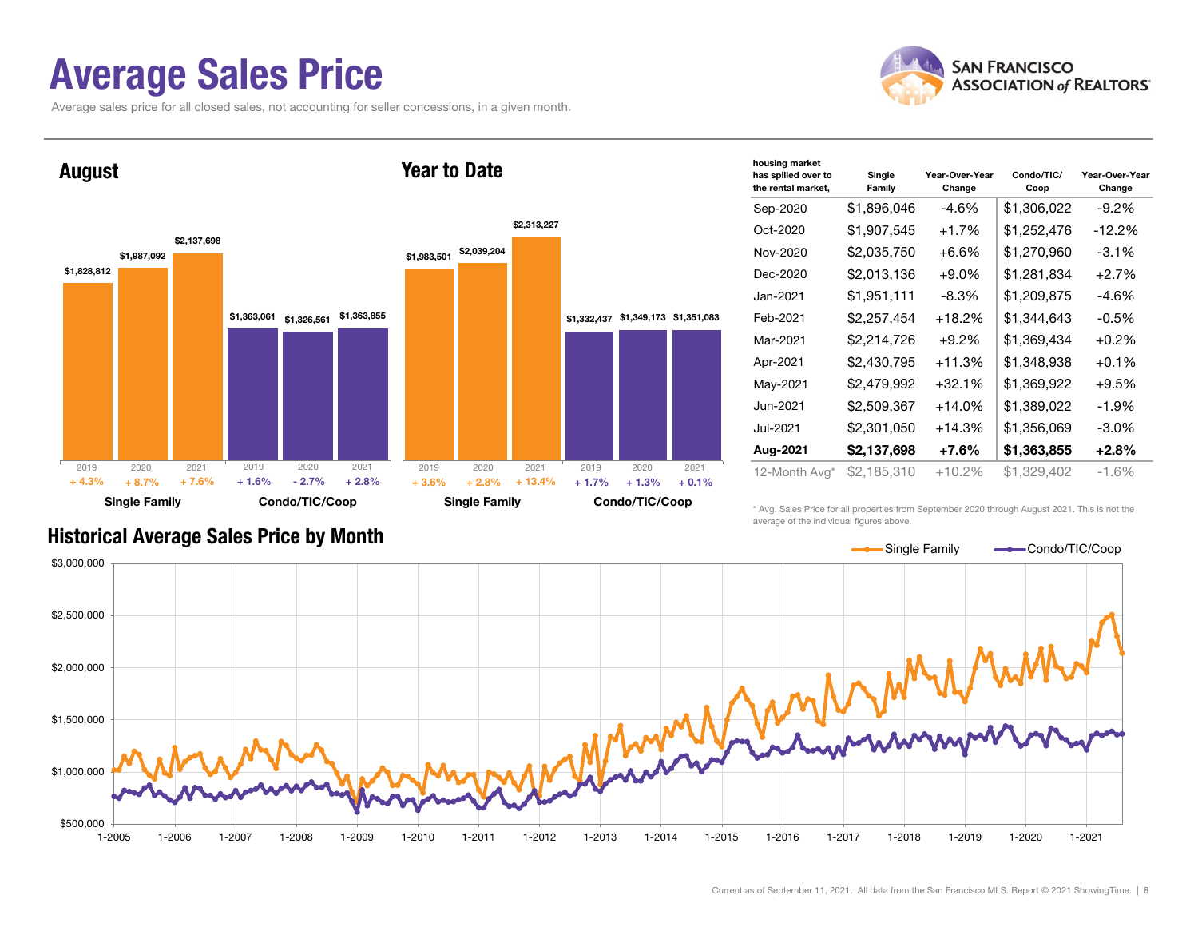# Average Sales Price

Average sales price for all closed sales, not accounting for seller concessions, in a given month.

## August

| | 2019 | 2020 | 2021 |
|---|---|---|---|
| Single Family | $1,828,812 | $1,987,092 | $2,137,698 |
| Change | + 4.3% | + 8.7% | + 7.6% |
| Condo/TIC/Coop | $1,363,061 | $1,326,561 | $1,363,855 |
| Change | + 1.6% | - 2.7% | + 2.8% |

## Year to Date

| | 2019 | 2020 | 2021 |
|---|---|---|---|
| Single Family | $1,983,501 | $2,039,204 | $2,313,227 |
| Change | + 3.6% | + 2.8% | + 13.4% |
| Condo/TIC/Coop | $1,332,437 | $1,349,173 | $1,351,083 |
| Change | + 1.7% | + 1.3% | + 0.1% |

| housing market has spilled over to the rental market, | Single Family | Year-Over-Year Change | Condo/TIC/ Coop | Year-Over-Year Change |
|---|---|---|---|---|
| Sep-2020 | $1,896,046 | -4.6% | $1,306,022 | -9.2% |
| Oct-2020 | $1,907,545 | +1.7% | $1,252,476 | -12.2% |
| Nov-2020 | $2,035,750 | +6.6% | $1,270,960 | -3.1% |
| Dec-2020 | $2,013,136 | +9.0% | $1,281,834 | +2.7% |
| Jan-2021 | $1,951,111 | -8.3% | $1,209,875 | -4.6% |
| Feb-2021 | $2,257,454 | +18.2% | $1,344,643 | -0.5% |
| Mar-2021 | $2,214,726 | +9.2% | $1,369,434 | +0.2% |
| Apr-2021 | $2,430,795 | +11.3% | $1,348,938 | +0.1% |
| May-2021 | $2,479,992 | +32.1% | $1,369,922 | +9.5% |
| Jun-2021 | $2,509,367 | +14.0% | $1,389,022 | -1.9% |
| Jul-2021 | $2,301,050 | +14.3% | $1,356,069 | -3.0% |
| **Aug-2021** | **$2,137,698** | **+7.6%** | **$1,363,855** | **+2.8%** |
| 12-Month Avg* | $2,185,310 | +10.2% | $1,329,402 | -1.6% |

\* Avg. Sales Price for all properties from September 2020 through August 2021. This is not the average of the individual figures above.

## Historical Average Sales Price by Month

Current as of September 11, 2021. All data from the San Francisco MLS. Report © 2021 ShowingTime.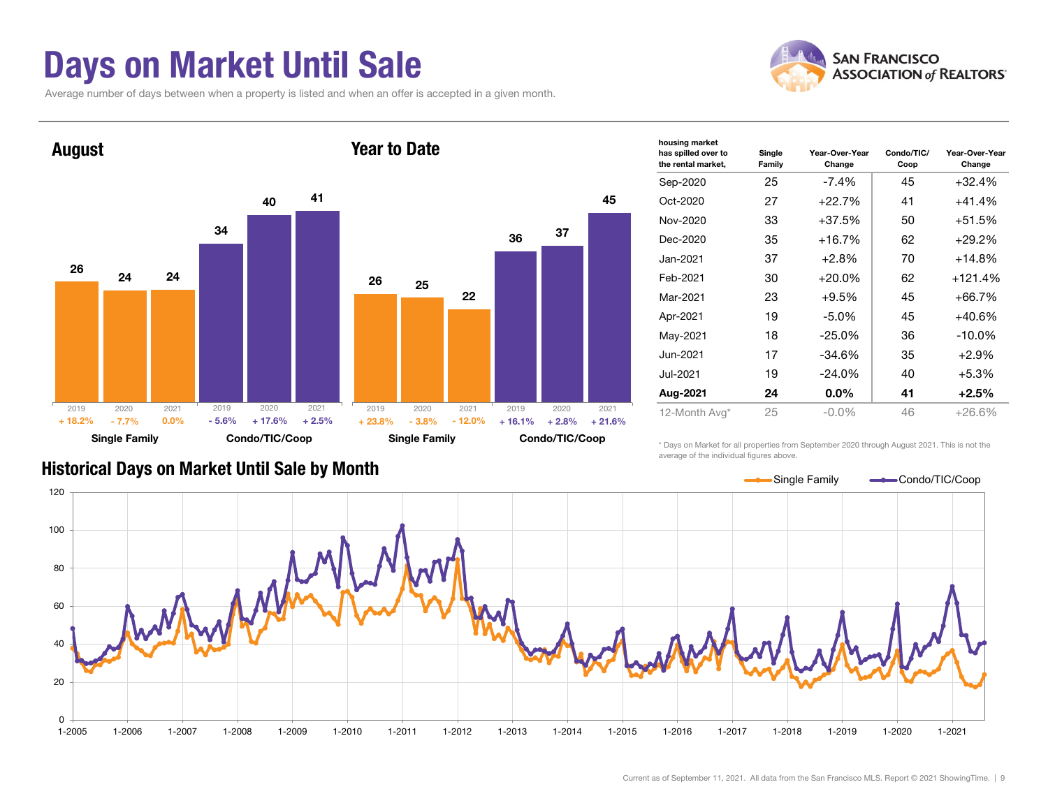# Days on Market Until Sale

Average number of days between when a property is listed and when an offer is accepted in a given month.

## August

| | 2019 | 2020 | 2021 |
|---|---|---|---|
| Single Family | 26 (+ 18.2%) | 24 (- 7.7%) | 24 (0.0%) |
| Condo/TIC/Coop | 34 (- 5.6%) | 40 (+ 17.6%) | 41 (+ 2.5%) |

## Year to Date

| | 2019 | 2020 | 2021 |
|---|---|---|---|
| Single Family | 26 (+ 23.8%) | 25 (- 3.8%) | 22 (- 12.0%) |
| Condo/TIC/Coop | 36 (+ 16.1%) | 37 (+ 2.8%) | 45 (+ 21.6%) |

| housing market has spilled over to the rental market, | Single Family | Year-Over-Year Change | Condo/TIC/ Coop | Year-Over-Year Change |
|---|---|---|---|---|
| Sep-2020 | 25 | -7.4% | 45 | +32.4% |
| Oct-2020 | 27 | +22.7% | 41 | +41.4% |
| Nov-2020 | 33 | +37.5% | 50 | +51.5% |
| Dec-2020 | 35 | +16.7% | 62 | +29.2% |
| Jan-2021 | 37 | +2.8% | 70 | +14.8% |
| Feb-2021 | 30 | +20.0% | 62 | +121.4% |
| Mar-2021 | 23 | +9.5% | 45 | +66.7% |
| Apr-2021 | 19 | -5.0% | 45 | +40.6% |
| May-2021 | 18 | -25.0% | 36 | -10.0% |
| Jun-2021 | 17 | -34.6% | 35 | +2.9% |
| Jul-2021 | 19 | -24.0% | 40 | +5.3% |
| **Aug-2021** | **24** | **0.0%** | **41** | **+2.5%** |
| 12-Month Avg* | 25 | -0.0% | 46 | +26.6% |

\* Days on Market for all properties from September 2020 through August 2021. This is not the average of the individual figures above.

## Historical Days on Market Until Sale by Month

Single Family — Condo/TIC/Coop

Current as of September 11, 2021. All data from the San Francisco MLS. Report © 2021 ShowingTime.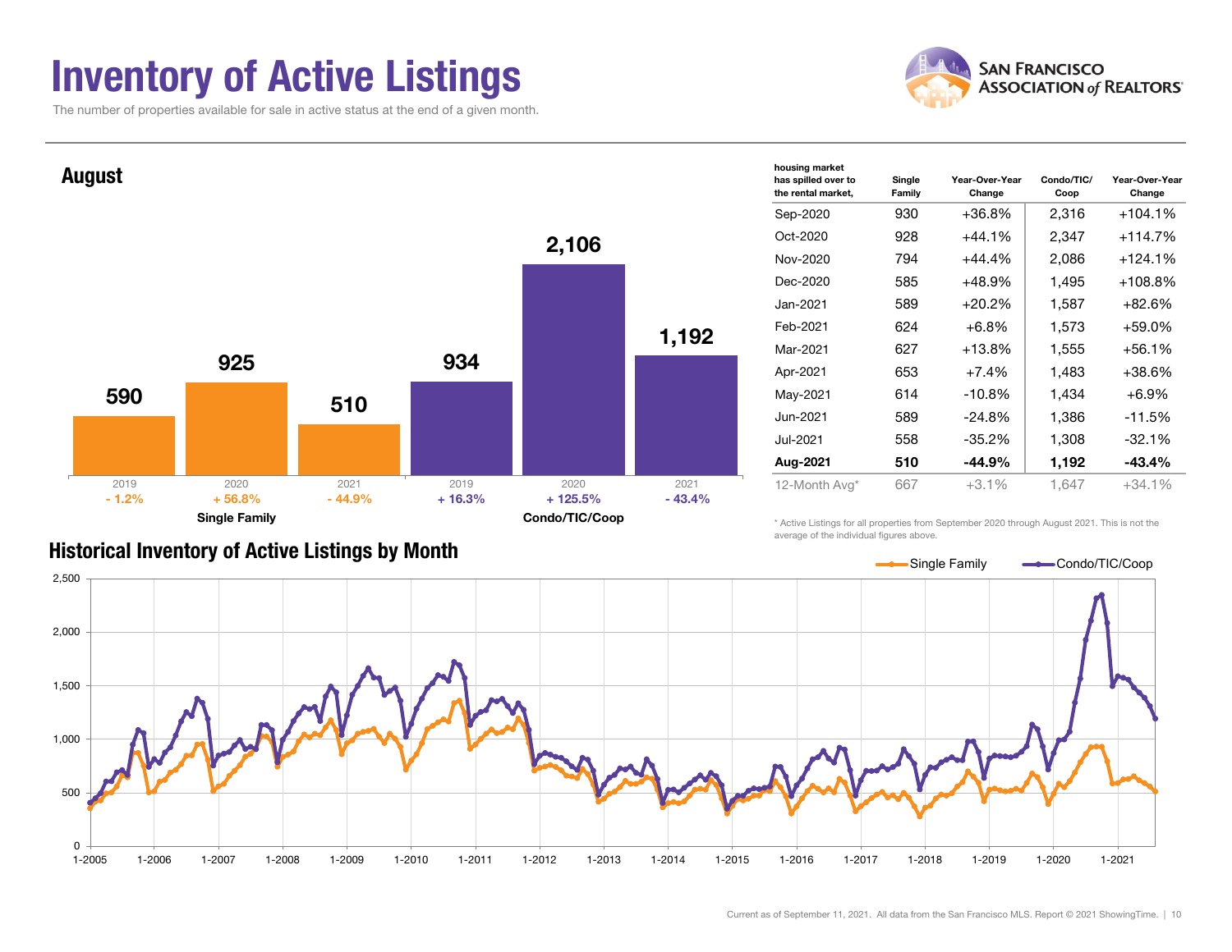# Inventory of Active Listings

The number of properties available for sale in active status at the end of a given month.

## August

| | 2019 | 2020 | 2021 |
|---|---|---|---|
| Single Family | 590 | 925 | 510 |
| Change | - 1.2% | + 56.8% | - 44.9% |
| Condo/TIC/Coop | 934 | 2,106 | 1,192 |
| Change | + 16.3% | + 125.5% | - 43.4% |

| housing market has spilled over to the rental market, | Single Family | Year-Over-Year Change | Condo/TIC/Coop | Year-Over-Year Change |
|---|---|---|---|---|
| Sep-2020 | 930 | +36.8% | 2,316 | +104.1% |
| Oct-2020 | 928 | +44.1% | 2,347 | +114.7% |
| Nov-2020 | 794 | +44.4% | 2,086 | +124.1% |
| Dec-2020 | 585 | +48.9% | 1,495 | +108.8% |
| Jan-2021 | 589 | +20.2% | 1,587 | +82.6% |
| Feb-2021 | 624 | +6.8% | 1,573 | +59.0% |
| Mar-2021 | 627 | +13.8% | 1,555 | +56.1% |
| Apr-2021 | 653 | +7.4% | 1,483 | +38.6% |
| May-2021 | 614 | -10.8% | 1,434 | +6.9% |
| Jun-2021 | 589 | -24.8% | 1,386 | -11.5% |
| Jul-2021 | 558 | -35.2% | 1,308 | -32.1% |
| **Aug-2021** | **510** | **-44.9%** | **1,192** | **-43.4%** |
| 12-Month Avg* | 667 | +3.1% | 1,647 | +34.1% |

\* Active Listings for all properties from September 2020 through August 2021. This is not the average of the individual figures above.

## Historical Inventory of Active Listings by Month

Current as of September 11, 2021. All data from the San Francisco MLS. Report © 2021 ShowingTime.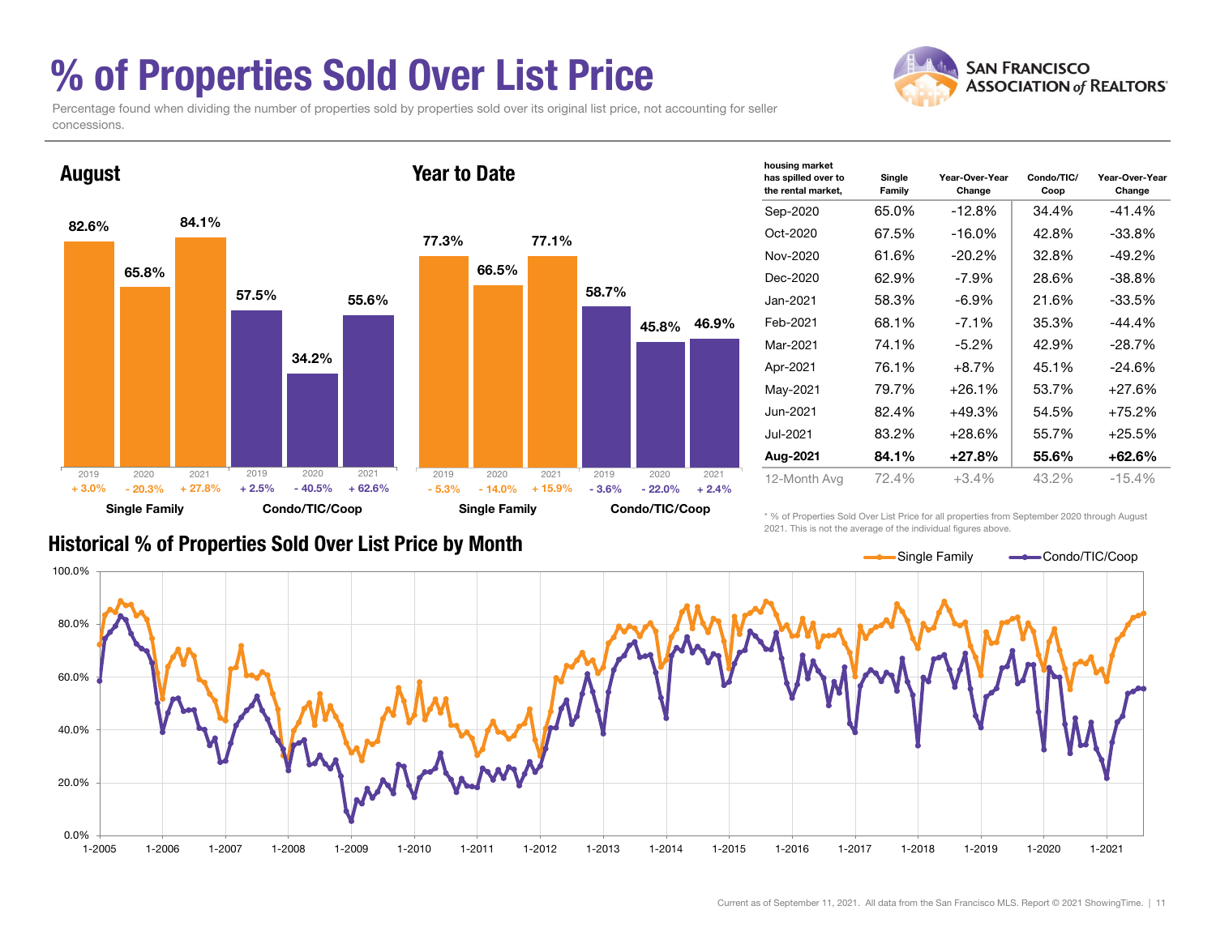# % of Properties Sold Over List Price

Percentage found when dividing the number of properties sold by properties sold over its original list price, not accounting for seller concessions.

## August

| | 2019 | 2020 | 2021 |
|---|---|---|---|
| Single Family | 82.6% | 65.8% | 84.1% |
| Change | + 3.0% | - 20.3% | + 27.8% |
| Condo/TIC/Coop | 57.5% | 34.2% | 55.6% |
| Change | + 2.5% | - 40.5% | + 62.6% |

## Year to Date

| | 2019 | 2020 | 2021 |
|---|---|---|---|
| Single Family | 77.3% | 66.5% | 77.1% |
| Change | - 5.3% | - 14.0% | + 15.9% |
| Condo/TIC/Coop | 58.7% | 45.8% | 46.9% |
| Change | - 3.6% | - 22.0% | + 2.4% |

| housing market has spilled over to the rental market, | Single Family | Year-Over-Year Change | Condo/TIC/ Coop | Year-Over-Year Change |
|---|---|---|---|---|
| Sep-2020 | 65.0% | -12.8% | 34.4% | -41.4% |
| Oct-2020 | 67.5% | -16.0% | 42.8% | -33.8% |
| Nov-2020 | 61.6% | -20.2% | 32.8% | -49.2% |
| Dec-2020 | 62.9% | -7.9% | 28.6% | -38.8% |
| Jan-2021 | 58.3% | -6.9% | 21.6% | -33.5% |
| Feb-2021 | 68.1% | -7.1% | 35.3% | -44.4% |
| Mar-2021 | 74.1% | -5.2% | 42.9% | -28.7% |
| Apr-2021 | 76.1% | +8.7% | 45.1% | -24.6% |
| May-2021 | 79.7% | +26.1% | 53.7% | +27.6% |
| Jun-2021 | 82.4% | +49.3% | 54.5% | +75.2% |
| Jul-2021 | 83.2% | +28.6% | 55.7% | +25.5% |
| **Aug-2021** | **84.1%** | **+27.8%** | **55.6%** | **+62.6%** |
| 12-Month Avg | 72.4% | +3.4% | 43.2% | -15.4% |

\* % of Properties Sold Over List Price for all properties from September 2020 through August 2021. This is not the average of the individual figures above.

## Historical % of Properties Sold Over List Price by Month

Single Family — Condo/TIC/Coop

Current as of September 11, 2021. All data from the San Francisco MLS. Report © 2021 ShowingTime.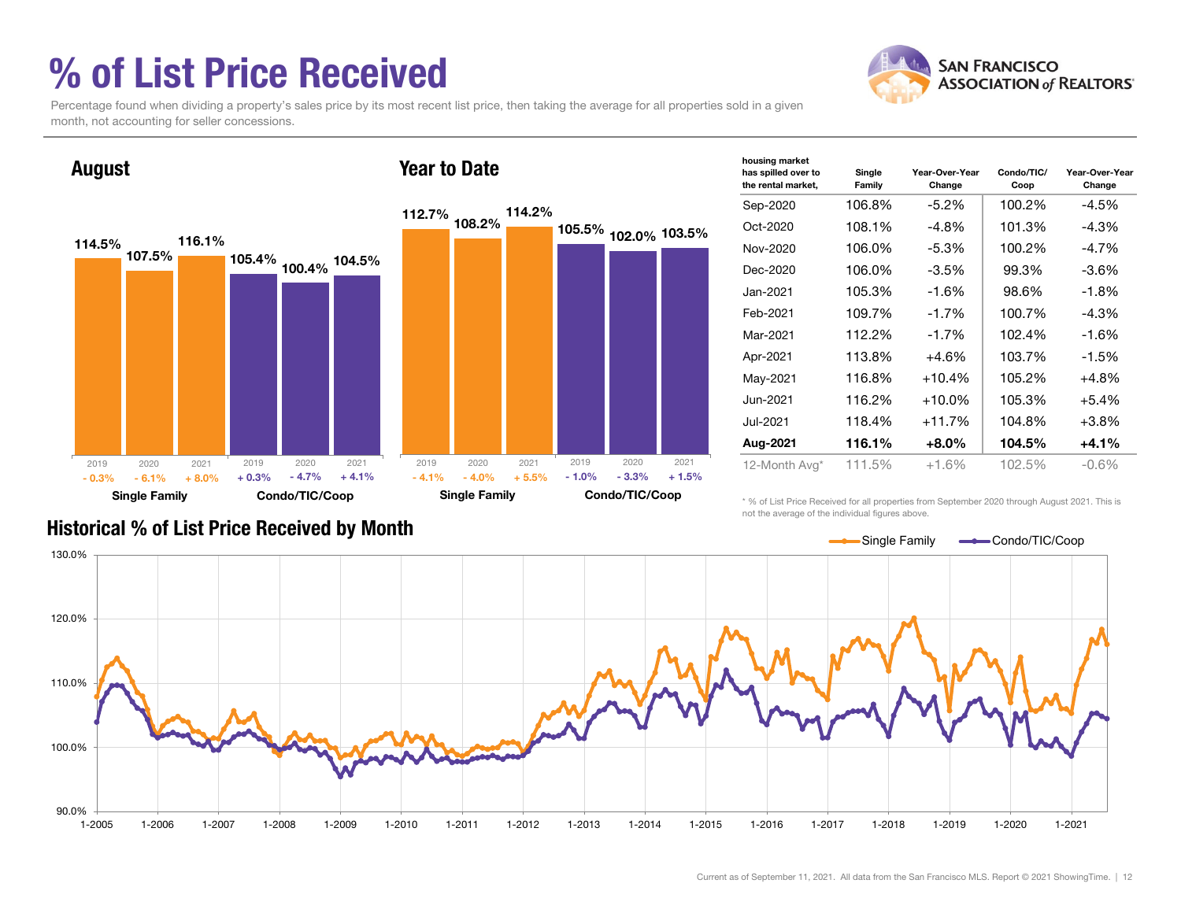# % of List Price Received

Percentage found when dividing a property's sales price by its most recent list price, then taking the average for all properties sold in a given month, not accounting for seller concessions.

## August

| | 2019 | 2020 | 2021 |
|---|---|---|---|
| Single Family | 114.5% | 107.5% | 116.1% |
| Change | - 0.3% | - 6.1% | + 8.0% |
| Condo/TIC/Coop | 105.4% | 100.4% | 104.5% |
| Change | + 0.3% | - 4.7% | + 4.1% |

## Year to Date

| | 2019 | 2020 | 2021 |
|---|---|---|---|
| Single Family | 112.7% | 108.2% | 114.2% |
| Change | - 4.1% | - 4.0% | + 5.5% |
| Condo/TIC/Coop | 105.5% | 102.0% | 103.5% |
| Change | - 1.0% | - 3.3% | + 1.5% |

| housing market has spilled over to the rental market, | Single Family | Year-Over-Year Change | Condo/TIC/ Coop | Year-Over-Year Change |
|---|---|---|---|---|
| Sep-2020 | 106.8% | -5.2% | 100.2% | -4.5% |
| Oct-2020 | 108.1% | -4.8% | 101.3% | -4.3% |
| Nov-2020 | 106.0% | -5.3% | 100.2% | -4.7% |
| Dec-2020 | 106.0% | -3.5% | 99.3% | -3.6% |
| Jan-2021 | 105.3% | -1.6% | 98.6% | -1.8% |
| Feb-2021 | 109.7% | -1.7% | 100.7% | -4.3% |
| Mar-2021 | 112.2% | -1.7% | 102.4% | -1.6% |
| Apr-2021 | 113.8% | +4.6% | 103.7% | -1.5% |
| May-2021 | 116.8% | +10.4% | 105.2% | +4.8% |
| Jun-2021 | 116.2% | +10.0% | 105.3% | +5.4% |
| Jul-2021 | 118.4% | +11.7% | 104.8% | +3.8% |
| **Aug-2021** | **116.1%** | **+8.0%** | **104.5%** | **+4.1%** |
| 12-Month Avg* | 111.5% | +1.6% | 102.5% | -0.6% |

* % of List Price Received for all properties from September 2020 through August 2021. This is not the average of the individual figures above.

## Historical % of List Price Received by Month

Current as of September 11, 2021. All data from the San Francisco MLS. Report © 2021 ShowingTime.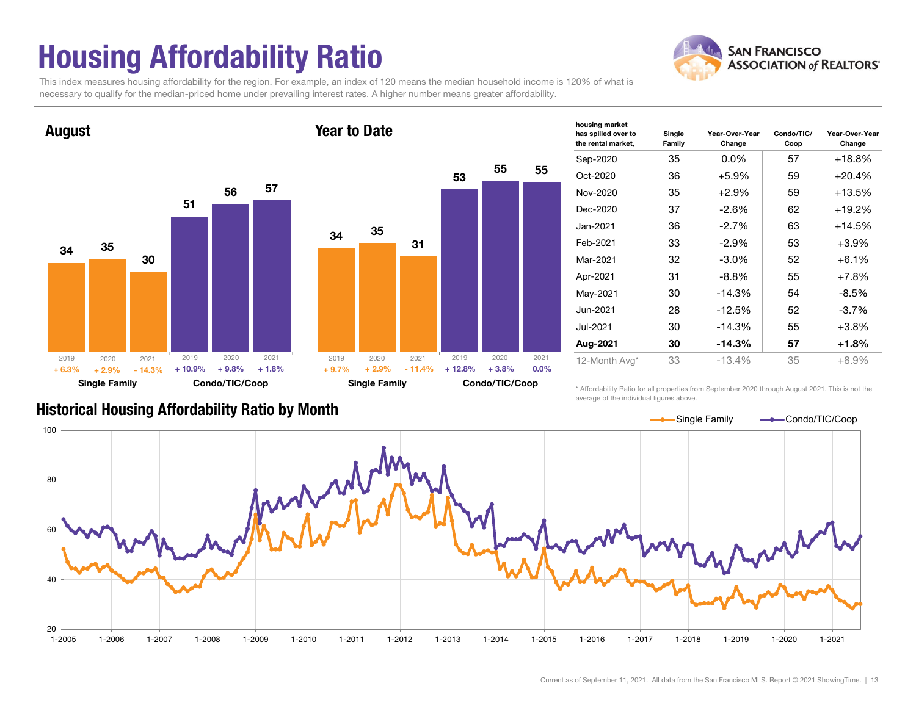# Housing Affordability Ratio

This index measures housing affordability for the region. For example, an index of 120 means the median household income is 120% of what is necessary to qualify for the median-priced home under prevailing interest rates. A higher number means greater affordability.

## August

| | 2019 | 2020 | 2021 |
|---|---|---|---|
| Single Family | 34 (+ 6.3%) | 35 (+ 2.9%) | 30 (- 14.3%) |
| Condo/TIC/Coop | 51 (+ 10.9%) | 56 (+ 9.8%) | 57 (+ 1.8%) |

## Year to Date

| | 2019 | 2020 | 2021 |
|---|---|---|---|
| Single Family | 34 (+ 9.7%) | 35 (+ 2.9%) | 31 (- 11.4%) |
| Condo/TIC/Coop | 53 (+ 12.8%) | 55 (+ 3.8%) | 55 (0.0%) |

| housing market has spilled over to the rental market, | Single Family | Year-Over-Year Change | Condo/TIC/Coop | Year-Over-Year Change |
|---|---|---|---|---|
| Sep-2020 | 35 | 0.0% | 57 | +18.8% |
| Oct-2020 | 36 | +5.9% | 59 | +20.4% |
| Nov-2020 | 35 | +2.9% | 59 | +13.5% |
| Dec-2020 | 37 | -2.6% | 62 | +19.2% |
| Jan-2021 | 36 | -2.7% | 63 | +14.5% |
| Feb-2021 | 33 | -2.9% | 53 | +3.9% |
| Mar-2021 | 32 | -3.0% | 52 | +6.1% |
| Apr-2021 | 31 | -8.8% | 55 | +7.8% |
| May-2021 | 30 | -14.3% | 54 | -8.5% |
| Jun-2021 | 28 | -12.5% | 52 | -3.7% |
| Jul-2021 | 30 | -14.3% | 55 | +3.8% |
| **Aug-2021** | **30** | **-14.3%** | **57** | **+1.8%** |
| 12-Month Avg* | 33 | -13.4% | 35 | +8.9% |

\* Affordability Ratio for all properties from September 2020 through August 2021. This is not the average of the individual figures above.

## Historical Housing Affordability Ratio by Month

Single Family — Condo/TIC/Coop

Current as of September 11, 2021. All data from the San Francisco MLS. Report © 2021 ShowingTime.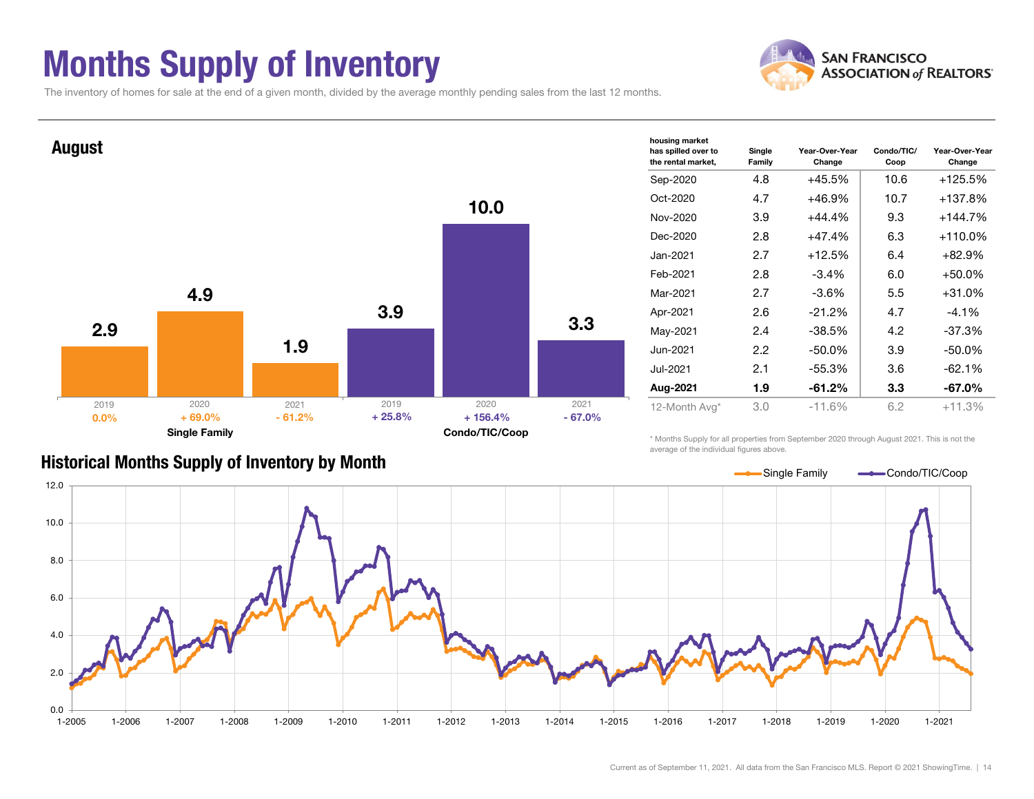# Months Supply of Inventory

The inventory of homes for sale at the end of a given month, divided by the average monthly pending sales from the last 12 months.

## August

| | 2019 | 2020 | 2021 |
|---|---|---|---|
| Single Family | 2.9 | 4.9 | 1.9 |
| Change | 0.0% | + 69.0% | - 61.2% |
| Condo/TIC/Coop | 3.9 | 10.0 | 3.3 |
| Change | + 25.8% | + 156.4% | - 67.0% |

| housing market has spilled over to the rental market, | Single Family | Year-Over-Year Change | Condo/TIC/ Coop | Year-Over-Year Change |
|---|---|---|---|---|
| Sep-2020 | 4.8 | +45.5% | 10.6 | +125.5% |
| Oct-2020 | 4.7 | +46.9% | 10.7 | +137.8% |
| Nov-2020 | 3.9 | +44.4% | 9.3 | +144.7% |
| Dec-2020 | 2.8 | +47.4% | 6.3 | +110.0% |
| Jan-2021 | 2.7 | +12.5% | 6.4 | +82.9% |
| Feb-2021 | 2.8 | -3.4% | 6.0 | +50.0% |
| Mar-2021 | 2.7 | -3.6% | 5.5 | +31.0% |
| Apr-2021 | 2.6 | -21.2% | 4.7 | -4.1% |
| May-2021 | 2.4 | -38.5% | 4.2 | -37.3% |
| Jun-2021 | 2.2 | -50.0% | 3.9 | -50.0% |
| Jul-2021 | 2.1 | -55.3% | 3.6 | -62.1% |
| **Aug-2021** | **1.9** | **-61.2%** | **3.3** | **-67.0%** |
| 12-Month Avg* | 3.0 | -11.6% | 6.2 | +11.3% |

\* Months Supply for all properties from September 2020 through August 2021. This is not the average of the individual figures above.

## Historical Months Supply of Inventory by Month

Current as of September 11, 2021. All data from the San Francisco MLS. Report © 2021 ShowingTime.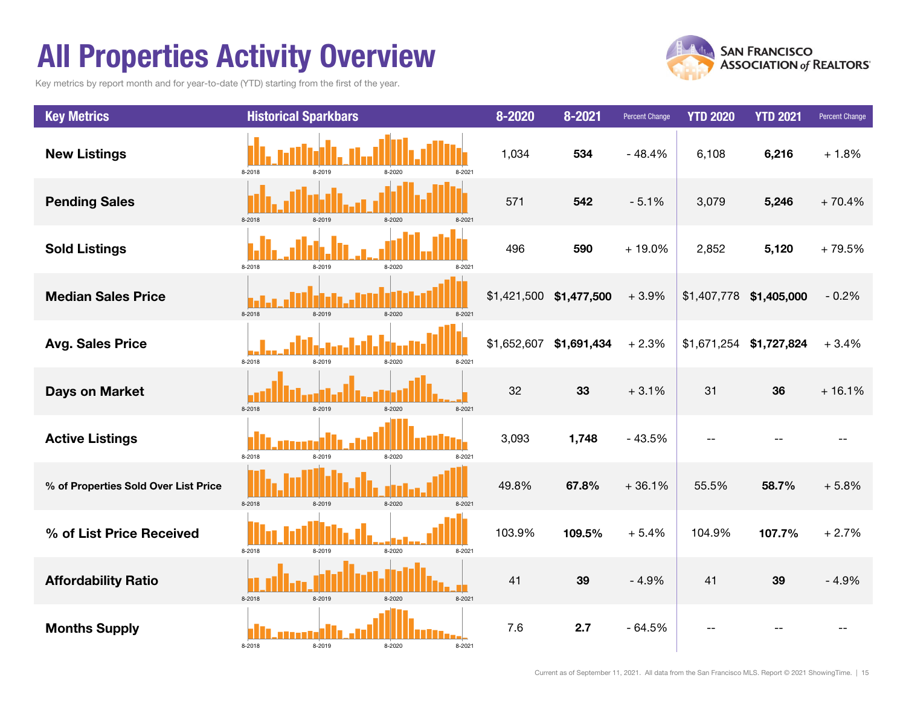# All Properties Activity Overview

Key metrics by report month and for year-to-date (YTD) starting from the first of the year.

| Key Metrics | Historical Sparkbars | 8-2020 | 8-2021 | Percent Change | YTD 2020 | YTD 2021 | Percent Change |
|---|---|---|---|---|---|---|---|
| **New Listings** | 8-2018 8-2019 8-2020 8-2021 | 1,034 | **534** | - 48.4% | 6,108 | **6,216** | + 1.8% |
| **Pending Sales** | 8-2018 8-2019 8-2020 8-2021 | 571 | **542** | - 5.1% | 3,079 | **5,246** | + 70.4% |
| **Sold Listings** | 8-2018 8-2019 8-2020 8-2021 | 496 | **590** | + 19.0% | 2,852 | **5,120** | + 79.5% |
| **Median Sales Price** | 8-2018 8-2019 8-2020 8-2021 | $1,421,500 | **$1,477,500** | + 3.9% | $1,407,778 | **$1,405,000** | - 0.2% |
| **Avg. Sales Price** | 8-2018 8-2019 8-2020 8-2021 | $1,652,607 | **$1,691,434** | + 2.3% | $1,671,254 | **$1,727,824** | + 3.4% |
| **Days on Market** | 8-2018 8-2019 8-2020 8-2021 | 32 | **33** | + 3.1% | 31 | **36** | + 16.1% |
| **Active Listings** | 8-2018 8-2019 8-2020 8-2021 | 3,093 | **1,748** | - 43.5% | -- | -- | -- |
| **% of Properties Sold Over List Price** | 8-2018 8-2019 8-2020 8-2021 | 49.8% | **67.8%** | + 36.1% | 55.5% | **58.7%** | + 5.8% |
| **% of List Price Received** | 8-2018 8-2019 8-2020 8-2021 | 103.9% | **109.5%** | + 5.4% | 104.9% | **107.7%** | + 2.7% |
| **Affordability Ratio** | 8-2018 8-2019 8-2020 8-2021 | 41 | **39** | - 4.9% | 41 | **39** | - 4.9% |
| **Months Supply** | 8-2018 8-2019 8-2020 8-2021 | 7.6 | **2.7** | - 64.5% | -- | -- | -- |

Current as of September 11, 2021. All data from the San Francisco MLS. Report © 2021 ShowingTime.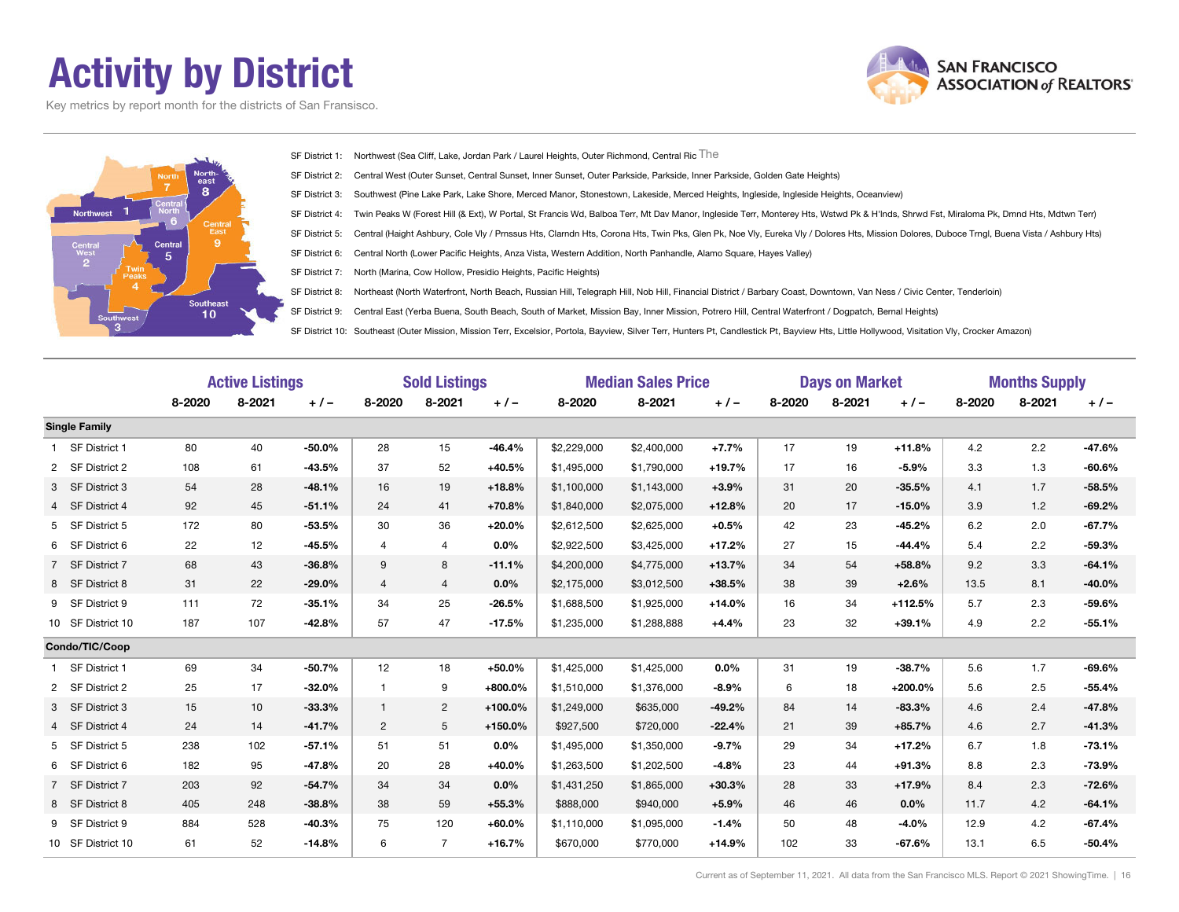# Activity by District

Key metrics by report month for the districts of San Fransisco.

SAN FRANCISCO ASSOCIATION of REALTORS®

Northwest 1
Central West 2
Southwest 3
Twin Peaks 4
Central 5
Central North 6
North 7
North-east 8
Central East 9
Southeast 10

SF District 1: Northwest (Sea Cliff, Lake, Jordan Park / Laurel Heights, Outer Richmond, Central Ric The

SF District 2: Central West (Outer Sunset, Central Sunset, Inner Sunset, Outer Parkside, Parkside, Inner Parkside, Golden Gate Heights)

SF District 3: Southwest (Pine Lake Park, Lake Shore, Merced Manor, Stonestown, Lakeside, Merced Heights, Ingleside, Ingleside Heights, Oceanview)

SF District 4: Twin Peaks W (Forest Hill (& Ext), W Portal, St Francis Wd, Balboa Terr, Mt Dav Manor, Ingleside Terr, Monterey Hts, Wstwd Pk & H'lnds, Shrwd Fst, Miraloma Pk, Dmnd Hts, Mdtwn Terr)

SF District 5: Central (Haight Ashbury, Cole Vly / Prnssus Hts, Clarndn Hts, Corona Hts, Twin Pks, Glen Pk, Noe Vly, Eureka Vly / Dolores Hts, Mission Dolores, Duboce Trngl, Buena Vista / Ashbury Hts)

SF District 6: Central North (Lower Pacific Heights, Anza Vista, Western Addition, North Panhandle, Alamo Square, Hayes Valley)

SF District 7: North (Marina, Cow Hollow, Presidio Heights, Pacific Heights)

SF District 8: Northeast (North Waterfront, North Beach, Russian Hill, Telegraph Hill, Nob Hill, Financial District / Barbary Coast, Downtown, Van Ness / Civic Center, Tenderloin)

SF District 9: Central East (Yerba Buena, South Beach, South of Market, Mission Bay, Inner Mission, Potrero Hill, Central Waterfront / Dogpatch, Bernal Heights)

SF District 10: Southeast (Outer Mission, Mission Terr, Excelsior, Portola, Bayview, Silver Terr, Hunters Pt, Candlestick Pt, Bayview Hts, Little Hollywood, Visitation Vly, Crocker Amazon)

| | | Active Listings | | | Sold Listings | | | Median Sales Price | | | Days on Market | | | Months Supply | | |
|---|---|---|---|---|---|---|---|---|---|---|---|---|---|---|---|---|
| | | 8-2020 | 8-2021 | + / – | 8-2020 | 8-2021 | + / – | 8-2020 | 8-2021 | + / – | 8-2020 | 8-2021 | + / – | 8-2020 | 8-2021 | + / – |
| **Single Family** | | | | | | | | | | | | | | | | |
| 1 | SF District 1 | 80 | 40 | **-50.0%** | 28 | 15 | **-46.4%** | $2,229,000 | $2,400,000 | **+7.7%** | 17 | 19 | **+11.8%** | 4.2 | 2.2 | **-47.6%** |
| 2 | SF District 2 | 108 | 61 | **-43.5%** | 37 | 52 | **+40.5%** | $1,495,000 | $1,790,000 | **+19.7%** | 17 | 16 | **-5.9%** | 3.3 | 1.3 | **-60.6%** |
| 3 | SF District 3 | 54 | 28 | **-48.1%** | 16 | 19 | **+18.8%** | $1,100,000 | $1,143,000 | **+3.9%** | 31 | 20 | **-35.5%** | 4.1 | 1.7 | **-58.5%** |
| 4 | SF District 4 | 92 | 45 | **-51.1%** | 24 | 41 | **+70.8%** | $1,840,000 | $2,075,000 | **+12.8%** | 20 | 17 | **-15.0%** | 3.9 | 1.2 | **-69.2%** |
| 5 | SF District 5 | 172 | 80 | **-53.5%** | 30 | 36 | **+20.0%** | $2,612,500 | $2,625,000 | **+0.5%** | 42 | 23 | **-45.2%** | 6.2 | 2.0 | **-67.7%** |
| 6 | SF District 6 | 22 | 12 | **-45.5%** | 4 | 4 | **0.0%** | $2,922,500 | $3,425,000 | **+17.2%** | 27 | 15 | **-44.4%** | 5.4 | 2.2 | **-59.3%** |
| 7 | SF District 7 | 68 | 43 | **-36.8%** | 9 | 8 | **-11.1%** | $4,200,000 | $4,775,000 | **+13.7%** | 34 | 54 | **+58.8%** | 9.2 | 3.3 | **-64.1%** |
| 8 | SF District 8 | 31 | 22 | **-29.0%** | 4 | 4 | **0.0%** | $2,175,000 | $3,012,500 | **+38.5%** | 38 | 39 | **+2.6%** | 13.5 | 8.1 | **-40.0%** |
| 9 | SF District 9 | 111 | 72 | **-35.1%** | 34 | 25 | **-26.5%** | $1,688,500 | $1,925,000 | **+14.0%** | 16 | 34 | **+112.5%** | 5.7 | 2.3 | **-59.6%** |
| 10 | SF District 10 | 187 | 107 | **-42.8%** | 57 | 47 | **-17.5%** | $1,235,000 | $1,288,888 | **+4.4%** | 23 | 32 | **+39.1%** | 4.9 | 2.2 | **-55.1%** |
| **Condo/TIC/Coop** | | | | | | | | | | | | | | | | |
| 1 | SF District 1 | 69 | 34 | **-50.7%** | 12 | 18 | **+50.0%** | $1,425,000 | $1,425,000 | **0.0%** | 31 | 19 | **-38.7%** | 5.6 | 1.7 | **-69.6%** |
| 2 | SF District 2 | 25 | 17 | **-32.0%** | 1 | 9 | **+800.0%** | $1,510,000 | $1,376,000 | **-8.9%** | 6 | 18 | **+200.0%** | 5.6 | 2.5 | **-55.4%** |
| 3 | SF District 3 | 15 | 10 | **-33.3%** | 1 | 2 | **+100.0%** | $1,249,000 | $635,000 | **-49.2%** | 84 | 14 | **-83.3%** | 4.6 | 2.4 | **-47.8%** |
| 4 | SF District 4 | 24 | 14 | **-41.7%** | 2 | 5 | **+150.0%** | $927,500 | $720,000 | **-22.4%** | 21 | 39 | **+85.7%** | 4.6 | 2.7 | **-41.3%** |
| 5 | SF District 5 | 238 | 102 | **-57.1%** | 51 | 51 | **0.0%** | $1,495,000 | $1,350,000 | **-9.7%** | 29 | 34 | **+17.2%** | 6.7 | 1.8 | **-73.1%** |
| 6 | SF District 6 | 182 | 95 | **-47.8%** | 20 | 28 | **+40.0%** | $1,263,500 | $1,202,500 | **-4.8%** | 23 | 44 | **+91.3%** | 8.8 | 2.3 | **-73.9%** |
| 7 | SF District 7 | 203 | 92 | **-54.7%** | 34 | 34 | **0.0%** | $1,431,250 | $1,865,000 | **+30.3%** | 28 | 33 | **+17.9%** | 8.4 | 2.3 | **-72.6%** |
| 8 | SF District 8 | 405 | 248 | **-38.8%** | 38 | 59 | **+55.3%** | $888,000 | $940,000 | **+5.9%** | 46 | 46 | **0.0%** | 11.7 | 4.2 | **-64.1%** |
| 9 | SF District 9 | 884 | 528 | **-40.3%** | 75 | 120 | **+60.0%** | $1,110,000 | $1,095,000 | **-1.4%** | 50 | 48 | **-4.0%** | 12.9 | 4.2 | **-67.4%** |
| 10 | SF District 10 | 61 | 52 | **-14.8%** | 6 | 7 | **+16.7%** | $670,000 | $770,000 | **+14.9%** | 102 | 33 | **-67.6%** | 13.1 | 6.5 | **-50.4%** |

Current as of September 11, 2021. All data from the San Francisco MLS. Report © 2021 ShowingTime.